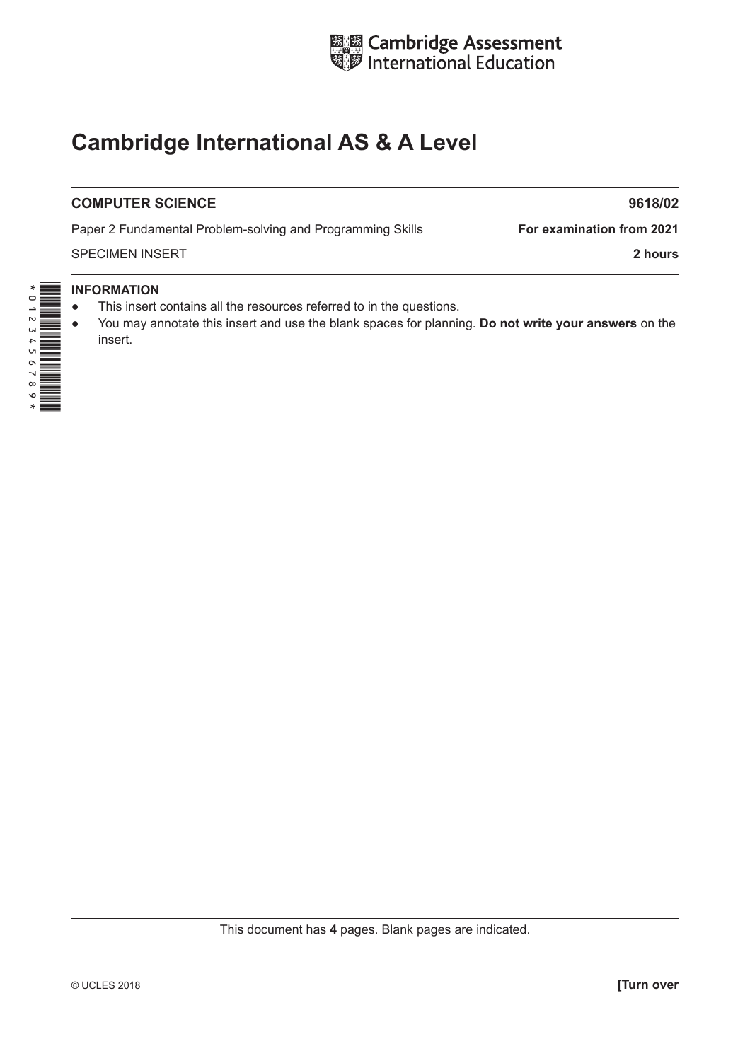Cambridge Assessment International Education

# Cambridge International AS & A Level

**COMPUTER SCIENCE** **9618/02**

Paper 2 Fundamental Problem-solving and Programming Skills **For examination from 2021**

SPECIMEN INSERT **2 hours**

**INFORMATION**

- This insert contains all the resources referred to in the questions.
- You may annotate this insert and use the blank spaces for planning. **Do not write your answers** on the insert.

This document has **4** pages. Blank pages are indicated.

© UCLES 2018 **[Turn over**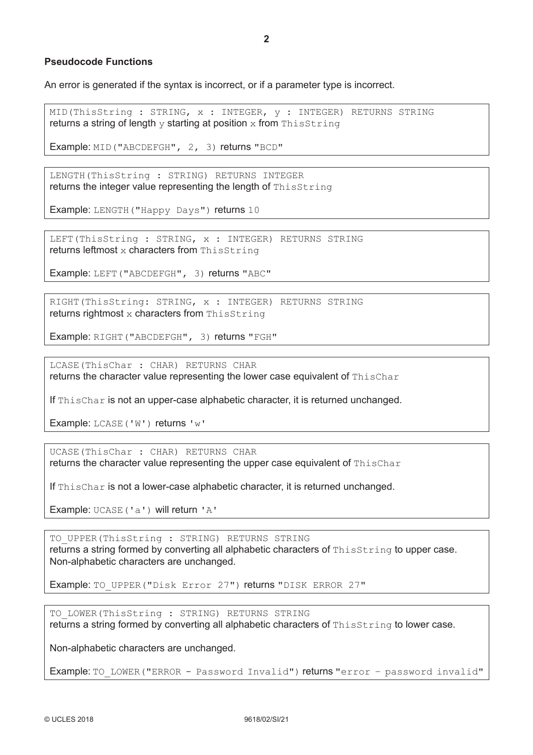### Pseudocode Functions

An error is generated if the syntax is incorrect, or if a parameter type is incorrect.

`MID(ThisString : STRING, x : INTEGER, y : INTEGER) RETURNS STRING`
returns a string of length `y` starting at position `x` from `ThisString`

Example: `MID("ABCDEFGH", 2, 3)` returns `"BCD"`

`LENGTH(ThisString : STRING) RETURNS INTEGER`
returns the integer value representing the length of `ThisString`

Example: `LENGTH("Happy Days")` returns `10`

`LEFT(ThisString : STRING, x : INTEGER) RETURNS STRING`
returns leftmost `x` characters from `ThisString`

Example: `LEFT("ABCDEFGH", 3)` returns `"ABC"`

`RIGHT(ThisString: STRING, x : INTEGER) RETURNS STRING`
returns rightmost `x` characters from `ThisString`

Example: `RIGHT("ABCDEFGH", 3)` returns `"FGH"`

`LCASE(ThisChar : CHAR) RETURNS CHAR`
returns the character value representing the lower case equivalent of `ThisChar`

If `ThisChar` is not an upper-case alphabetic character, it is returned unchanged.

Example: `LCASE('W')` returns `'w'`

`UCASE(ThisChar : CHAR) RETURNS CHAR`
returns the character value representing the upper case equivalent of `ThisChar`

If `ThisChar` is not a lower-case alphabetic character, it is returned unchanged.

Example: `UCASE('a')` will return `'A'`

`TO_UPPER(ThisString : STRING) RETURNS STRING`
returns a string formed by converting all alphabetic characters of `ThisString` to upper case.
Non-alphabetic characters are unchanged.

Example: `TO_UPPER("Disk Error 27")` returns `"DISK ERROR 27"`

`TO_LOWER(ThisString : STRING) RETURNS STRING`
returns a string formed by converting all alphabetic characters of `ThisString` to lower case.

Non-alphabetic characters are unchanged.

Example: `TO_LOWER("ERROR - Password Invalid")` returns `"error - password invalid"`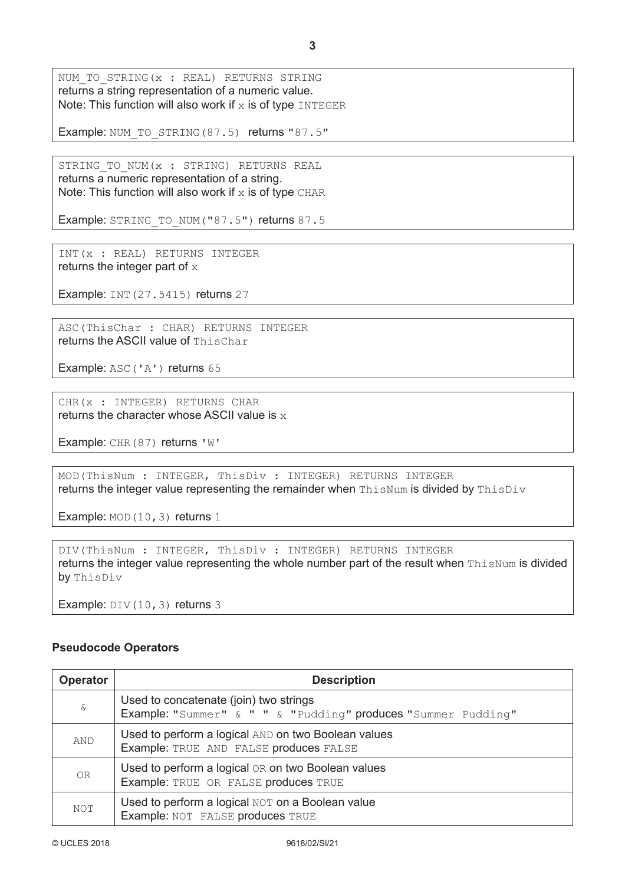```
NUM_TO_STRING(x : REAL) RETURNS STRING
```
returns a string representation of a numeric value.
Note: This function will also work if `x` is of type `INTEGER`

Example: `NUM_TO_STRING(87.5)` returns `"87.5"`

```
STRING_TO_NUM(x : STRING) RETURNS REAL
```
returns a numeric representation of a string.
Note: This function will also work if `x` is of type `CHAR`

Example: `STRING_TO_NUM("87.5")` returns `87.5`

```
INT(x : REAL) RETURNS INTEGER
```
returns the integer part of `x`

Example: `INT(27.5415)` returns `27`

```
ASC(ThisChar : CHAR) RETURNS INTEGER
```
returns the ASCII value of `ThisChar`

Example: `ASC('A')` returns `65`

```
CHR(x : INTEGER) RETURNS CHAR
```
returns the character whose ASCII value is `x`

Example: `CHR(87)` returns `'W'`

```
MOD(ThisNum : INTEGER, ThisDiv : INTEGER) RETURNS INTEGER
```
returns the integer value representing the remainder when `ThisNum` is divided by `ThisDiv`

Example: `MOD(10,3)` returns `1`

```
DIV(ThisNum : INTEGER, ThisDiv : INTEGER) RETURNS INTEGER
```
returns the integer value representing the whole number part of the result when `ThisNum` is divided by `ThisDiv`

Example: `DIV(10,3)` returns `3`

### Pseudocode Operators

| Operator | Description |
|---|---|
| `&` | Used to concatenate (join) two strings<br>Example: `"Summer" & " " & "Pudding"` produces `"Summer Pudding"` |
| `AND` | Used to perform a logical `AND` on two Boolean values<br>Example: `TRUE AND FALSE` produces `FALSE` |
| `OR` | Used to perform a logical `OR` on two Boolean values<br>Example: `TRUE OR FALSE` produces `TRUE` |
| `NOT` | Used to perform a logical `NOT` on a Boolean value<br>Example: `NOT FALSE` produces `TRUE` |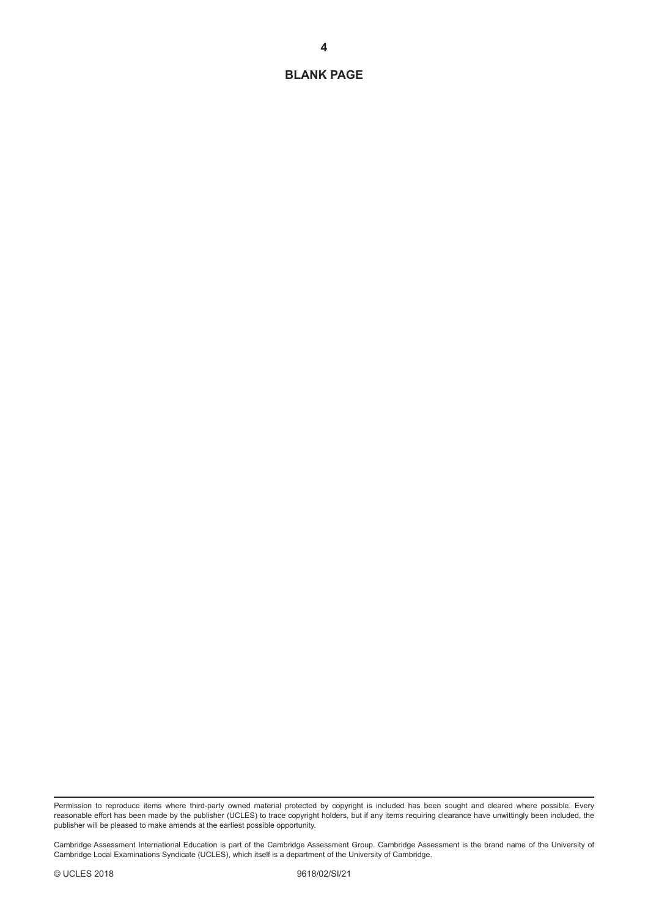**BLANK PAGE**

Permission to reproduce items where third-party owned material protected by copyright is included has been sought and cleared where possible. Every reasonable effort has been made by the publisher (UCLES) to trace copyright holders, but if any items requiring clearance have unwittingly been included, the publisher will be pleased to make amends at the earliest possible opportunity.

Cambridge Assessment International Education is part of the Cambridge Assessment Group. Cambridge Assessment is the brand name of the University of Cambridge Local Examinations Syndicate (UCLES), which itself is a department of the University of Cambridge.

© UCLES 2018 9618/02/SI/21